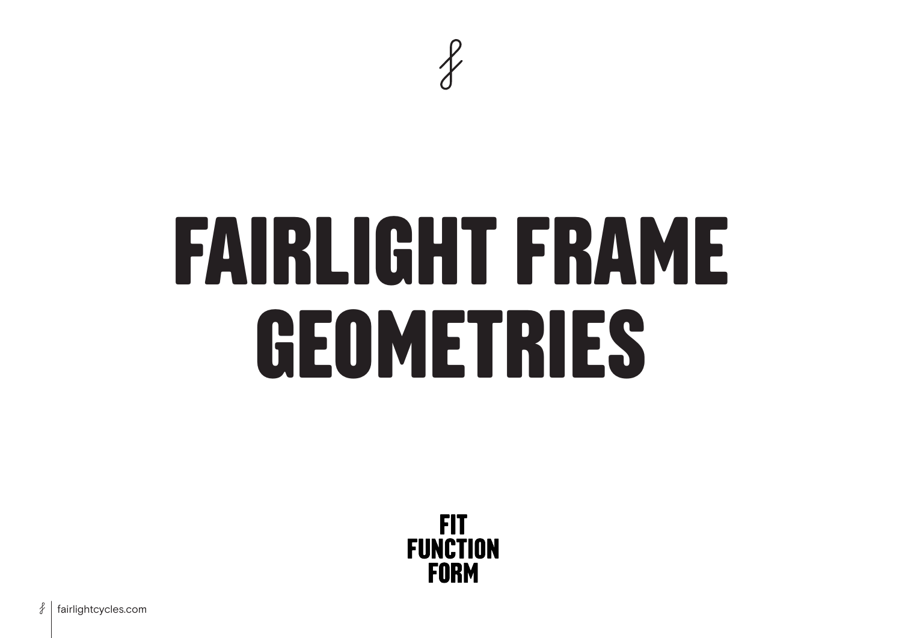# FAIRLIGHT FRAME GEOMETRIES

FIT
FUNCTION
FORM

fairlightcycles.com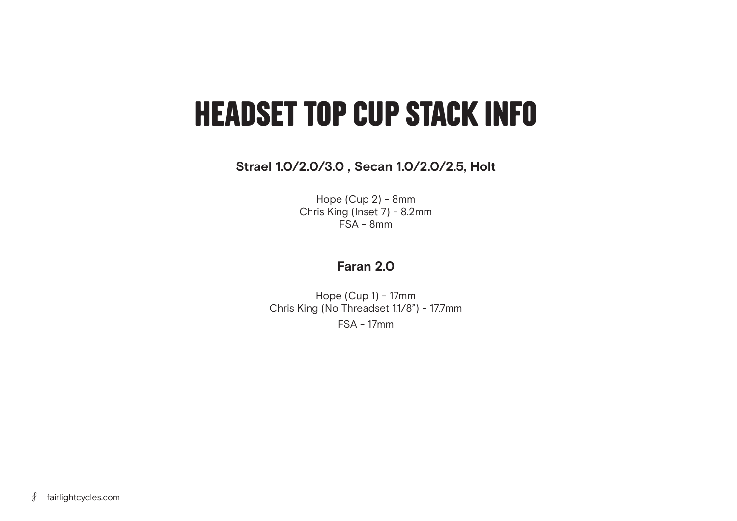# HEADSET TOP CUP STACK INFO

**Strael 1.0/2.0/3.0 , Secan 1.0/2.0/2.5, Holt**

Hope (Cup 2) - 8mm
Chris King (Inset 7) - 8.2mm
FSA - 8mm

**Faran 2.0**

Hope (Cup 1) - 17mm
Chris King (No Threadset 1.1/8") - 17.7mm
FSA - 17mm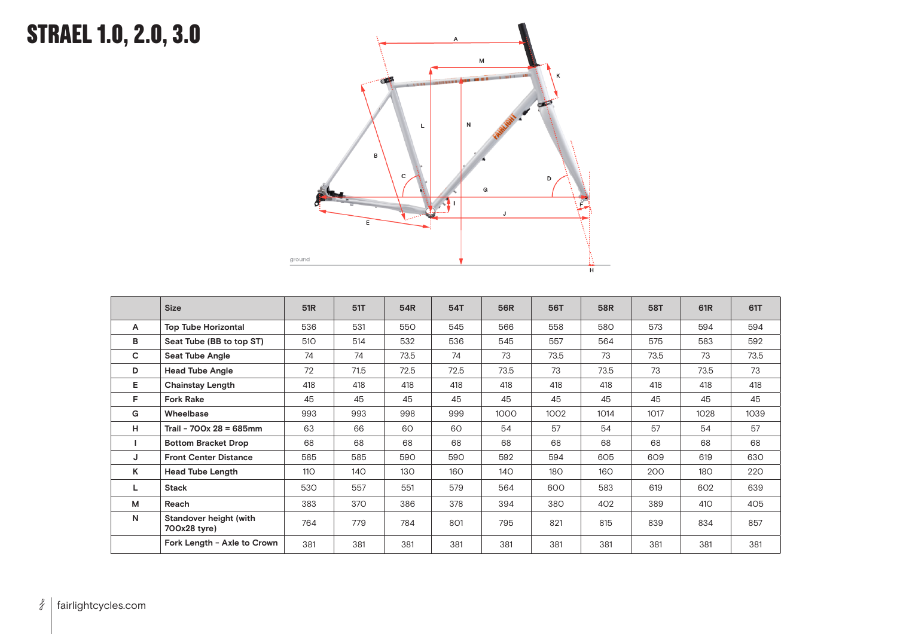# STRAEL 1.0, 2.0, 3.0

| | Size | 51R | 51T | 54R | 54T | 56R | 56T | 58R | 58T | 61R | 61T |
|---|---|---|---|---|---|---|---|---|---|---|---|
| A | Top Tube Horizontal | 536 | 531 | 550 | 545 | 566 | 558 | 580 | 573 | 594 | 594 |
| B | Seat Tube (BB to top ST) | 510 | 514 | 532 | 536 | 545 | 557 | 564 | 575 | 583 | 592 |
| C | Seat Tube Angle | 74 | 74 | 73.5 | 74 | 73 | 73.5 | 73 | 73.5 | 73 | 73.5 |
| D | Head Tube Angle | 72 | 71.5 | 72.5 | 72.5 | 73.5 | 73 | 73.5 | 73 | 73.5 | 73 |
| E | Chainstay Length | 418 | 418 | 418 | 418 | 418 | 418 | 418 | 418 | 418 | 418 |
| F | Fork Rake | 45 | 45 | 45 | 45 | 45 | 45 | 45 | 45 | 45 | 45 |
| G | Wheelbase | 993 | 993 | 998 | 999 | 1000 | 1002 | 1014 | 1017 | 1028 | 1039 |
| H | Trail - 700x 28 = 685mm | 63 | 66 | 60 | 60 | 54 | 57 | 54 | 57 | 54 | 57 |
| I | Bottom Bracket Drop | 68 | 68 | 68 | 68 | 68 | 68 | 68 | 68 | 68 | 68 |
| J | Front Center Distance | 585 | 585 | 590 | 590 | 592 | 594 | 605 | 609 | 619 | 630 |
| K | Head Tube Length | 110 | 140 | 130 | 160 | 140 | 180 | 160 | 200 | 180 | 220 |
| L | Stack | 530 | 557 | 551 | 579 | 564 | 600 | 583 | 619 | 602 | 639 |
| M | Reach | 383 | 370 | 386 | 378 | 394 | 380 | 402 | 389 | 410 | 405 |
| N | Standover height (with 700x28 tyre) | 764 | 779 | 784 | 801 | 795 | 821 | 815 | 839 | 834 | 857 |
| | Fork Length - Axle to Crown | 381 | 381 | 381 | 381 | 381 | 381 | 381 | 381 | 381 | 381 |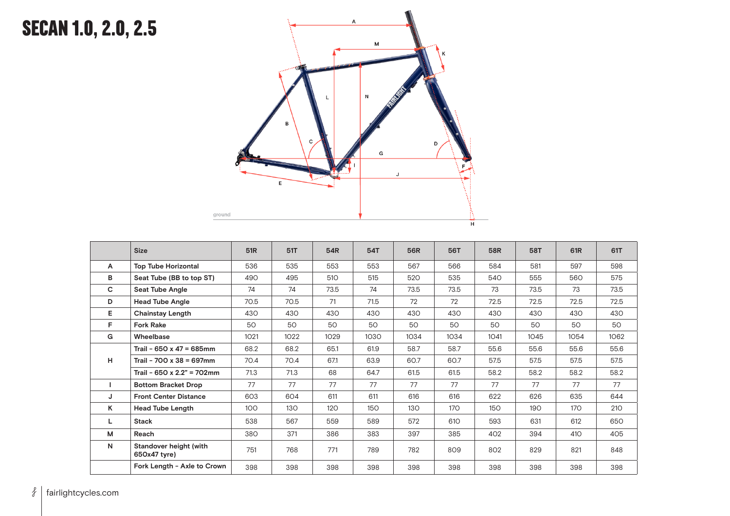# SECAN 1.0, 2.0, 2.5

| | Size | 51R | 51T | 54R | 54T | 56R | 56T | 58R | 58T | 61R | 61T |
|---|---|---|---|---|---|---|---|---|---|---|---|
| A | Top Tube Horizontal | 536 | 535 | 553 | 553 | 567 | 566 | 584 | 581 | 597 | 598 |
| B | Seat Tube (BB to top ST) | 490 | 495 | 510 | 515 | 520 | 535 | 540 | 555 | 560 | 575 |
| C | Seat Tube Angle | 74 | 74 | 73.5 | 74 | 73.5 | 73.5 | 73 | 73.5 | 73 | 73.5 |
| D | Head Tube Angle | 70.5 | 70.5 | 71 | 71.5 | 72 | 72 | 72.5 | 72.5 | 72.5 | 72.5 |
| E | Chainstay Length | 430 | 430 | 430 | 430 | 430 | 430 | 430 | 430 | 430 | 430 |
| F | Fork Rake | 50 | 50 | 50 | 50 | 50 | 50 | 50 | 50 | 50 | 50 |
| G | Wheelbase | 1021 | 1022 | 1029 | 1030 | 1034 | 1034 | 1041 | 1045 | 1054 | 1062 |
| H | Trail - 650 x 47 = 685mm | 68.2 | 68.2 | 65.1 | 61.9 | 58.7 | 58.7 | 55.6 | 55.6 | 55.6 | 55.6 |
| | Trail - 700 x 38 = 697mm | 70.4 | 70.4 | 67.1 | 63.9 | 60.7 | 60.7 | 57.5 | 57.5 | 57.5 | 57.5 |
| | Trail - 650 x 2.2" = 702mm | 71.3 | 71.3 | 68 | 64.7 | 61.5 | 61.5 | 58.2 | 58.2 | 58.2 | 58.2 |
| I | Bottom Bracket Drop | 77 | 77 | 77 | 77 | 77 | 77 | 77 | 77 | 77 | 77 |
| J | Front Center Distance | 603 | 604 | 611 | 611 | 616 | 616 | 622 | 626 | 635 | 644 |
| K | Head Tube Length | 100 | 130 | 120 | 150 | 130 | 170 | 150 | 190 | 170 | 210 |
| L | Stack | 538 | 567 | 559 | 589 | 572 | 610 | 593 | 631 | 612 | 650 |
| M | Reach | 380 | 371 | 386 | 383 | 397 | 385 | 402 | 394 | 410 | 405 |
| N | Standover height (with 650x47 tyre) | 751 | 768 | 771 | 789 | 782 | 809 | 802 | 829 | 821 | 848 |
| | Fork Length - Axle to Crown | 398 | 398 | 398 | 398 | 398 | 398 | 398 | 398 | 398 | 398 |

fairlightcycles.com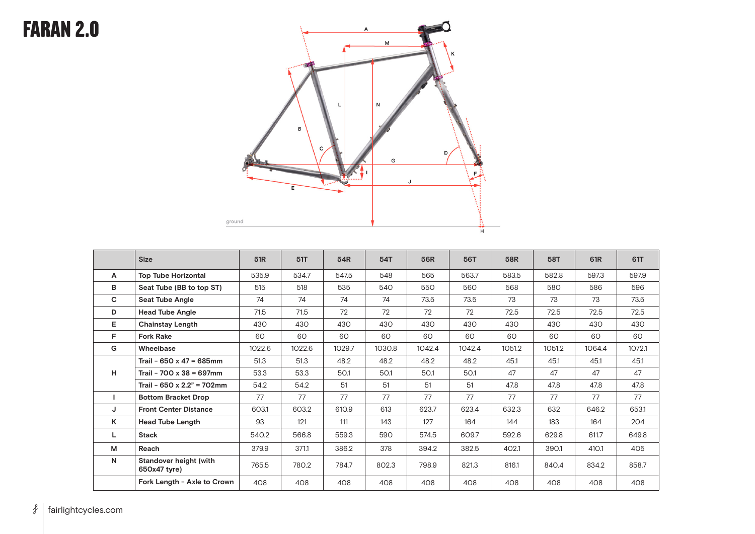# FARAN 2.0

| | Size | 51R | 51T | 54R | 54T | 56R | 56T | 58R | 58T | 61R | 61T |
|---|---|---|---|---|---|---|---|---|---|---|---|
| A | Top Tube Horizontal | 535.9 | 534.7 | 547.5 | 548 | 565 | 563.7 | 583.5 | 582.8 | 597.3 | 597.9 |
| B | Seat Tube (BB to top ST) | 515 | 518 | 535 | 540 | 550 | 560 | 568 | 580 | 586 | 596 |
| C | Seat Tube Angle | 74 | 74 | 74 | 74 | 73.5 | 73.5 | 73 | 73 | 73 | 73.5 |
| D | Head Tube Angle | 71.5 | 71.5 | 72 | 72 | 72 | 72 | 72.5 | 72.5 | 72.5 | 72.5 |
| E | Chainstay Length | 430 | 430 | 430 | 430 | 430 | 430 | 430 | 430 | 430 | 430 |
| F | Fork Rake | 60 | 60 | 60 | 60 | 60 | 60 | 60 | 60 | 60 | 60 |
| G | Wheelbase | 1022.6 | 1022.6 | 1029.7 | 1030.8 | 1042.4 | 1042.4 | 1051.2 | 1051.2 | 1064.4 | 1072.1 |
| H | Trail - 650 x 47 = 685mm | 51.3 | 51.3 | 48.2 | 48.2 | 48.2 | 48.2 | 45.1 | 45.1 | 45.1 | 45.1 |
| | Trail - 700 x 38 = 697mm | 53.3 | 53.3 | 50.1 | 50.1 | 50.1 | 50.1 | 47 | 47 | 47 | 47 |
| | Trail - 650 x 2.2" = 702mm | 54.2 | 54.2 | 51 | 51 | 51 | 51 | 47.8 | 47.8 | 47.8 | 47.8 |
| I | Bottom Bracket Drop | 77 | 77 | 77 | 77 | 77 | 77 | 77 | 77 | 77 | 77 |
| J | Front Center Distance | 603.1 | 603.2 | 610.9 | 613 | 623.7 | 623.4 | 632.3 | 632 | 646.2 | 653.1 |
| K | Head Tube Length | 93 | 121 | 111 | 143 | 127 | 164 | 144 | 183 | 164 | 204 |
| L | Stack | 540.2 | 566.8 | 559.3 | 590 | 574.5 | 609.7 | 592.6 | 629.8 | 611.7 | 649.8 |
| M | Reach | 379.9 | 371.1 | 386.2 | 378 | 394.2 | 382.5 | 402.1 | 390.1 | 410.1 | 405 |
| N | Standover height (with 650x47 tyre) | 765.5 | 780.2 | 784.7 | 802.3 | 798.9 | 821.3 | 816.1 | 840.4 | 834.2 | 858.7 |
| | Fork Length - Axle to Crown | 408 | 408 | 408 | 408 | 408 | 408 | 408 | 408 | 408 | 408 |

fairlightcycles.com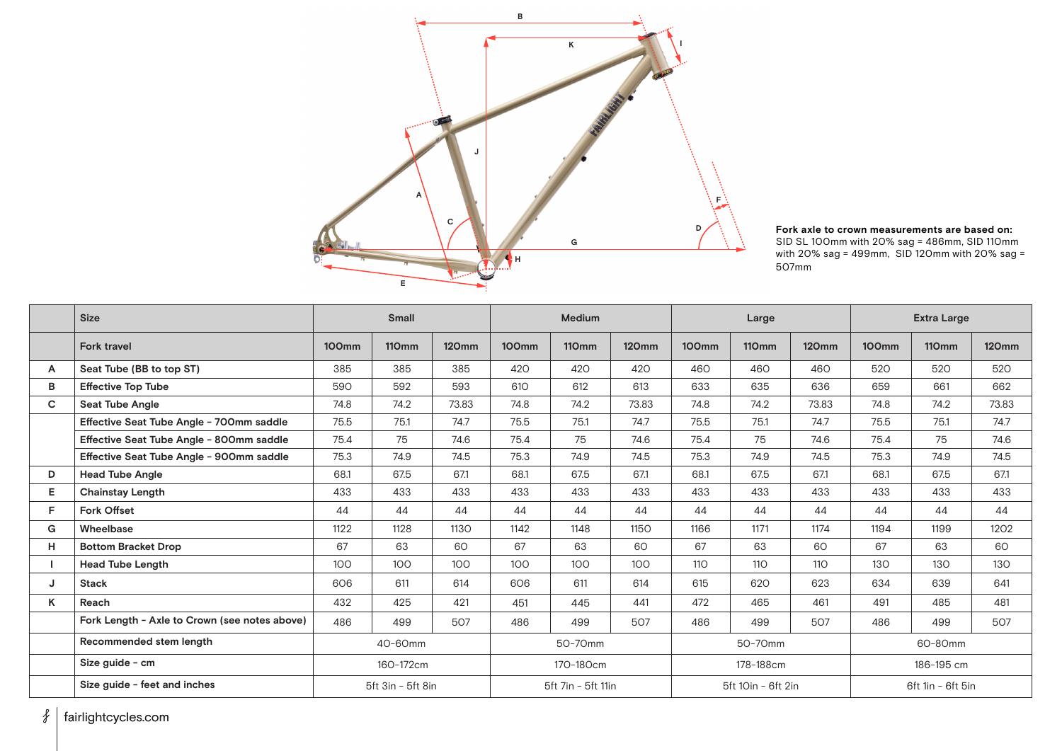B
K
I
J
A
C
F
D
G
H
E

**Fork axle to crown measurements are based on:**
SID SL 100mm with 20% sag = 486mm, SID 110mm with 20% sag = 499mm, SID 120mm with 20% sag = 507mm

| | Size | Small | | | Medium | | | Large | | | Extra Large | | |
|---|---|---|---|---|---|---|---|---|---|---|---|---|---|
| | **Fork travel** | **100mm** | **110mm** | **120mm** | **100mm** | **110mm** | **120mm** | **100mm** | **110mm** | **120mm** | **100mm** | **110mm** | **120mm** |
| A | **Seat Tube (BB to top ST)** | 385 | 385 | 385 | 420 | 420 | 420 | 460 | 460 | 460 | 520 | 520 | 520 |
| B | **Effective Top Tube** | 590 | 592 | 593 | 610 | 612 | 613 | 633 | 635 | 636 | 659 | 661 | 662 |
| C | **Seat Tube Angle** | 74.8 | 74.2 | 73.83 | 74.8 | 74.2 | 73.83 | 74.8 | 74.2 | 73.83 | 74.8 | 74.2 | 73.83 |
| | **Effective Seat Tube Angle - 700mm saddle** | 75.5 | 75.1 | 74.7 | 75.5 | 75.1 | 74.7 | 75.5 | 75.1 | 74.7 | 75.5 | 75.1 | 74.7 |
| | **Effective Seat Tube Angle - 800mm saddle** | 75.4 | 75 | 74.6 | 75.4 | 75 | 74.6 | 75.4 | 75 | 74.6 | 75.4 | 75 | 74.6 |
| | **Effective Seat Tube Angle - 900mm saddle** | 75.3 | 74.9 | 74.5 | 75.3 | 74.9 | 74.5 | 75.3 | 74.9 | 74.5 | 75.3 | 74.9 | 74.5 |
| D | **Head Tube Angle** | 68.1 | 67.5 | 67.1 | 68.1 | 67.5 | 67.1 | 68.1 | 67.5 | 67.1 | 68.1 | 67.5 | 67.1 |
| E | **Chainstay Length** | 433 | 433 | 433 | 433 | 433 | 433 | 433 | 433 | 433 | 433 | 433 | 433 |
| F | **Fork Offset** | 44 | 44 | 44 | 44 | 44 | 44 | 44 | 44 | 44 | 44 | 44 | 44 |
| G | **Wheelbase** | 1122 | 1128 | 1130 | 1142 | 1148 | 1150 | 1166 | 1171 | 1174 | 1194 | 1199 | 1202 |
| H | **Bottom Bracket Drop** | 67 | 63 | 60 | 67 | 63 | 60 | 67 | 63 | 60 | 67 | 63 | 60 |
| I | **Head Tube Length** | 100 | 100 | 100 | 100 | 100 | 100 | 110 | 110 | 110 | 130 | 130 | 130 |
| J | **Stack** | 606 | 611 | 614 | 606 | 611 | 614 | 615 | 620 | 623 | 634 | 639 | 641 |
| K | **Reach** | 432 | 425 | 421 | 451 | 445 | 441 | 472 | 465 | 461 | 491 | 485 | 481 |
| | **Fork Length - Axle to Crown (see notes above)** | 486 | 499 | 507 | 486 | 499 | 507 | 486 | 499 | 507 | 486 | 499 | 507 |
| | **Recommended stem length** | 40-60mm | | | 50-70mm | | | 50-70mm | | | 60-80mm | | |
| | **Size guide - cm** | 160-172cm | | | 170-180cm | | | 178-188cm | | | 186-195 cm | | |
| | **Size guide - feet and inches** | 5ft 3in - 5ft 8in | | | 5ft 7in - 5ft 11in | | | 5ft 10in - 6ft 2in | | | 6ft 1in - 6ft 5in | | |

fairlightcycles.com